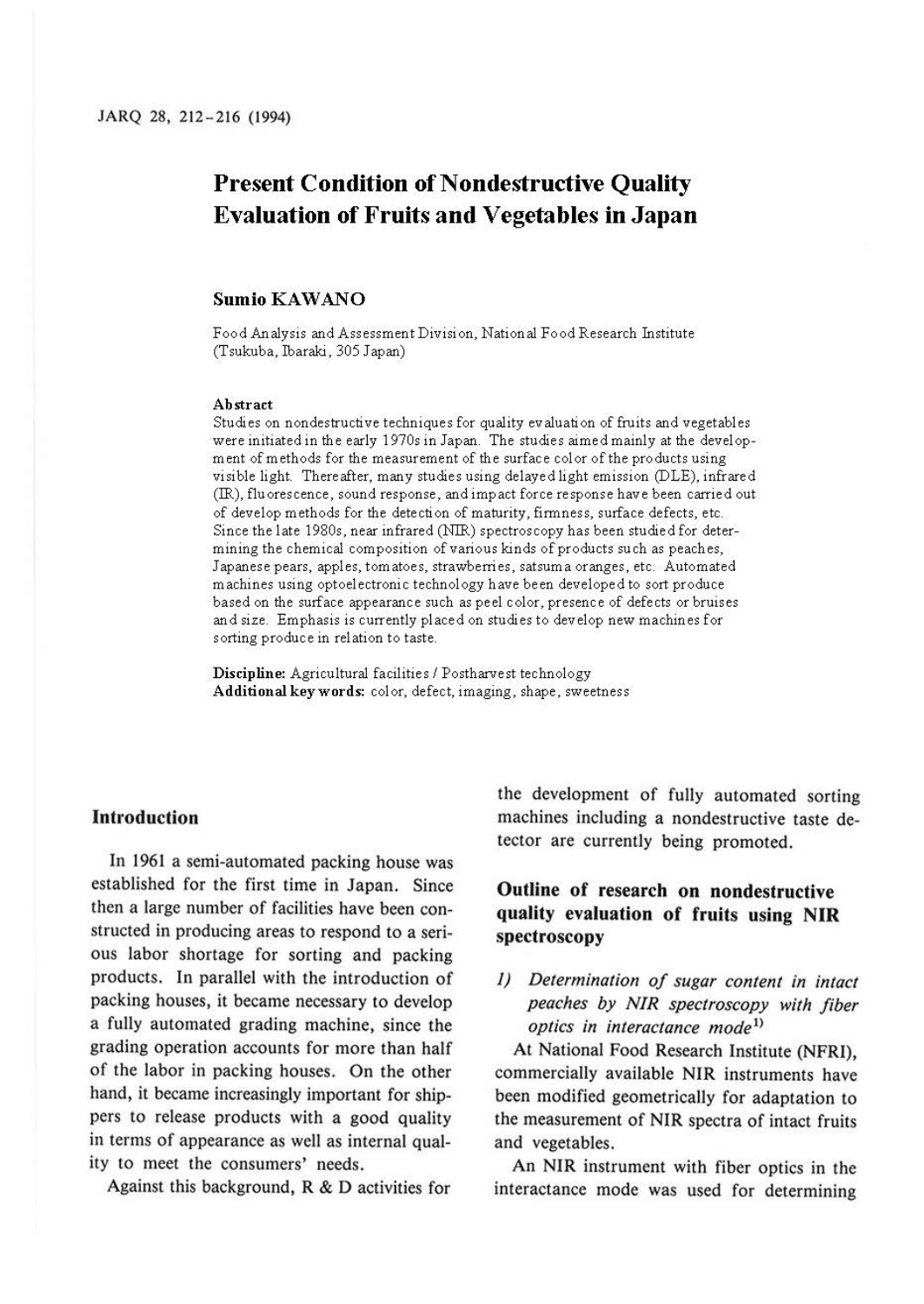# Present Condition of Nondestructive Quality Evaluation of Fruits and Vegetables in Japan

**Sumio KAWANO**

Food Analysis and Assessment Division, National Food Research Institute (Tsukuba, Ibaraki, 305 Japan)

### Abstract

Studies on nondestructive techniques for quality evaluation of fruits and vegetables were initiated in the early 1970s in Japan. The studies aimed mainly at the development of methods for the measurement of the surface color of the products using visible light. Thereafter, many studies using delayed light emission (DLE), infrared (IR), fluorescence, sound response, and impact force response have been carried out of develop methods for the detection of maturity, firmness, surface defects, etc. Since the late 1980s, near infrared (NIR) spectroscopy has been studied for determining the chemical composition of various kinds of products such as peaches, Japanese pears, apples, tomatoes, strawberries, satsuma oranges, etc. Automated machines using optoelectronic technology have been developed to sort produce based on the surface appearance such as peel color, presence of defects or bruises and size. Emphasis is currently placed on studies to develop new machines for sorting produce in relation to taste.

**Discipline:** Agricultural facilities / Postharvest technology
**Additional key words:** color, defect, imaging, shape, sweetness

## Introduction

In 1961 a semi-automated packing house was established for the first time in Japan. Since then a large number of facilities have been constructed in producing areas to respond to a serious labor shortage for sorting and packing products. In parallel with the introduction of packing houses, it became necessary to develop a fully automated grading machine, since the grading operation accounts for more than half of the labor in packing houses. On the other hand, it became increasingly important for shippers to release products with a good quality in terms of appearance as well as internal quality to meet the consumers' needs.

Against this background, R & D activities for the development of fully automated sorting machines including a nondestructive taste detector are currently being promoted.

## Outline of research on nondestructive quality evaluation of fruits using NIR spectroscopy

### 1) *Determination of sugar content in intact peaches by NIR spectroscopy with fiber optics in interactance mode*[1]

At National Food Research Institute (NFRI), commercially available NIR instruments have been modified geometrically for adaptation to the measurement of NIR spectra of intact fruits and vegetables.

An NIR instrument with fiber optics in the interactance mode was used for determining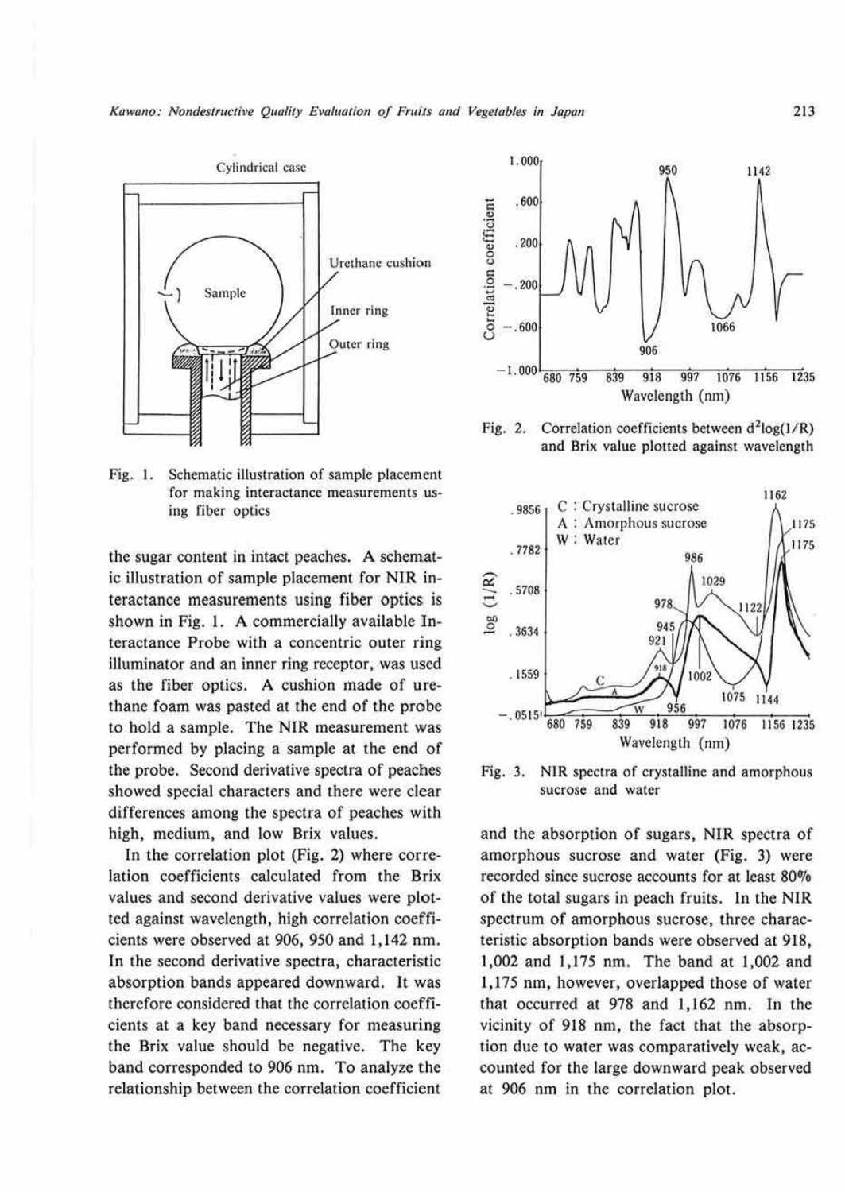Fig. 1. Schematic illustration of sample placement for making interactance measurements using fiber optics

Fig. 2. Correlation coefficients between $d^2\log(1/R)$ and Brix value plotted against wavelength

Fig. 3. NIR spectra of crystalline and amorphous sucrose and water

the sugar content in intact peaches. A schematic illustration of sample placement for NIR interactance measurements using fiber optics is shown in Fig. 1. A commercially available Interactance Probe with a concentric outer ring illuminator and an inner ring receptor, was used as the fiber optics. A cushion made of urethane foam was pasted at the end of the probe to hold a sample. The NIR measurement was performed by placing a sample at the end of the probe. Second derivative spectra of peaches showed special characters and there were clear differences among the spectra of peaches with high, medium, and low Brix values.

In the correlation plot (Fig. 2) where correlation coefficients calculated from the Brix values and second derivative values were plotted against wavelength, high correlation coefficients were observed at 906, 950 and 1,142 nm. In the second derivative spectra, characteristic absorption bands appeared downward. It was therefore considered that the correlation coefficients at a key band necessary for measuring the Brix value should be negative. The key band corresponded to 906 nm. To analyze the relationship between the correlation coefficient and the absorption of sugars, NIR spectra of amorphous sucrose and water (Fig. 3) were recorded since sucrose accounts for at least 80% of the total sugars in peach fruits. In the NIR spectrum of amorphous sucrose, three characteristic absorption bands were observed at 918, 1,002 and 1,175 nm. The band at 1,002 and 1,175 nm, however, overlapped those of water that occurred at 978 and 1,162 nm. In the vicinity of 918 nm, the fact that the absorption due to water was comparatively weak, accounted for the large downward peak observed at 906 nm in the correlation plot.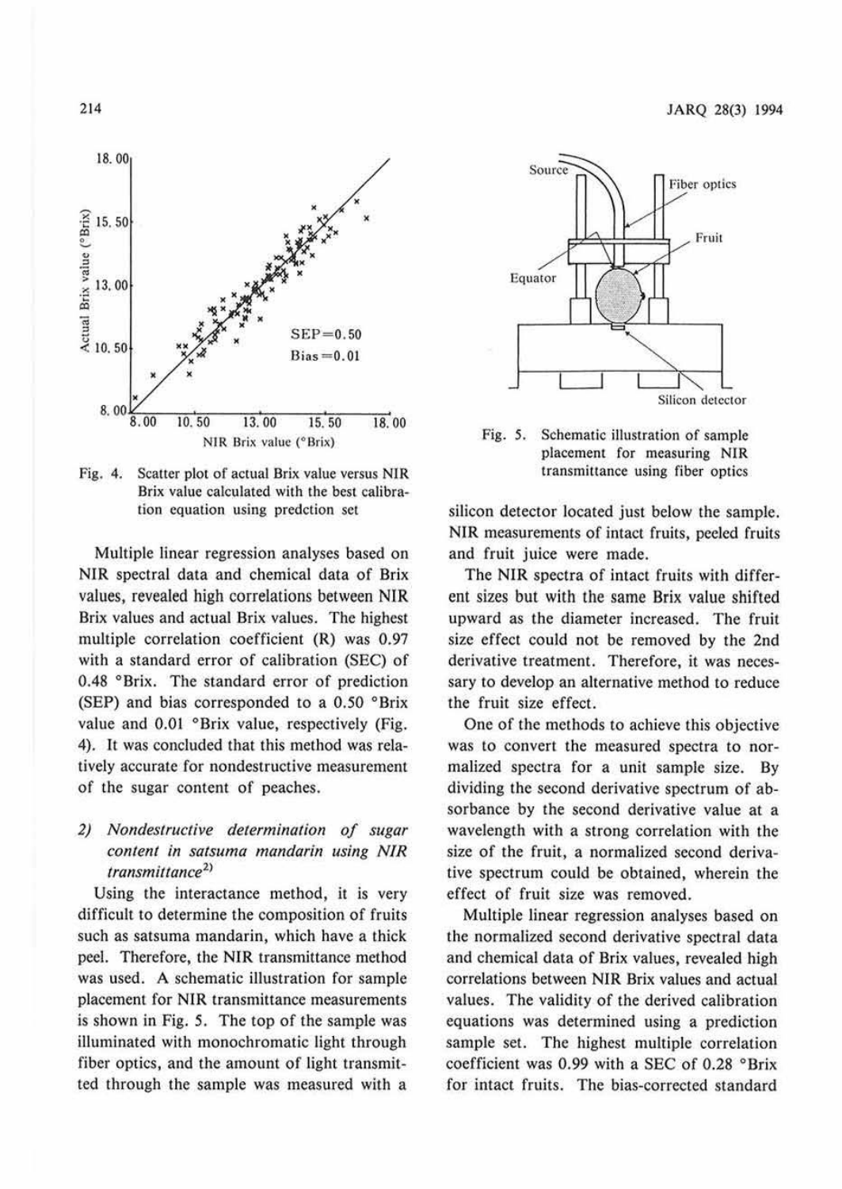Fig. 4. Scatter plot of actual Brix value versus NIR Brix value calculated with the best calibration equation using predction set

Multiple linear regression analyses based on NIR spectral data and chemical data of Brix values, revealed high correlations between NIR Brix values and actual Brix values. The highest multiple correlation coefficient (R) was 0.97 with a standard error of calibration (SEC) of 0.48 °Brix. The standard error of prediction (SEP) and bias corresponded to a 0.50 °Brix value and 0.01 °Brix value, respectively (Fig. 4). It was concluded that this method was relatively accurate for nondestructive measurement of the sugar content of peaches.

### 2) *Nondestructive determination of sugar content in satsuma mandarin using NIR transmittance*[2]

Using the interactance method, it is very difficult to determine the composition of fruits such as satsuma mandarin, which have a thick peel. Therefore, the NIR transmittance method was used. A schematic illustration for sample placement for NIR transmittance measurements is shown in Fig. 5. The top of the sample was illuminated with monochromatic light through fiber optics, and the amount of light transmitted through the sample was measured with a silicon detector located just below the sample. NIR measurements of intact fruits, peeled fruits and fruit juice were made.

Fig. 5. Schematic illustration of sample placement for measuring NIR transmittance using fiber optics

The NIR spectra of intact fruits with different sizes but with the same Brix value shifted upward as the diameter increased. The fruit size effect could not be removed by the 2nd derivative treatment. Therefore, it was necessary to develop an alternative method to reduce the fruit size effect.

One of the methods to achieve this objective was to convert the measured spectra to normalized spectra for a unit sample size. By dividing the second derivative spectrum of absorbance by the second derivative value at a wavelength with a strong correlation with the size of the fruit, a normalized second derivative spectrum could be obtained, wherein the effect of fruit size was removed.

Multiple linear regression analyses based on the normalized second derivative spectral data and chemical data of Brix values, revealed high correlations between NIR Brix values and actual values. The validity of the derived calibration equations was determined using a prediction sample set. The highest multiple correlation coefficient was 0.99 with a SEC of 0.28 °Brix for intact fruits. The bias-corrected standard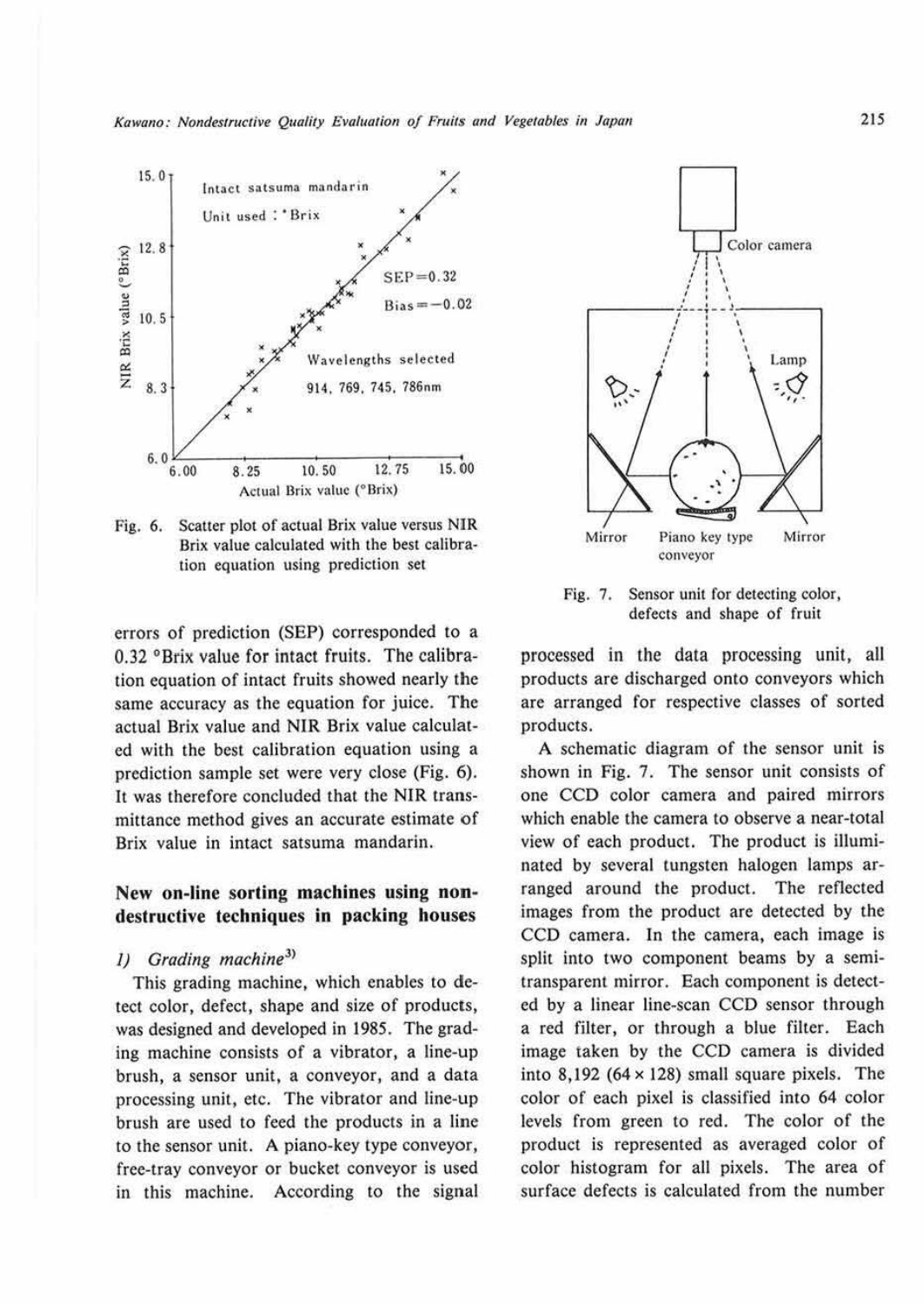Fig. 6. Scatter plot of actual Brix value versus NIR Brix value calculated with the best calibration equation using prediction set

errors of prediction (SEP) corresponded to a 0.32 °Brix value for intact fruits. The calibration equation of intact fruits showed nearly the same accuracy as the equation for juice. The actual Brix value and NIR Brix value calculated with the best calibration equation using a prediction sample set were very close (Fig. 6). It was therefore concluded that the NIR transmittance method gives an accurate estimate of Brix value in intact satsuma mandarin.

## New on-line sorting machines using nondestructive techniques in packing houses

### *1) Grading machine*[3]

This grading machine, which enables to detect color, defect, shape and size of products, was designed and developed in 1985. The grading machine consists of a vibrator, a line-up brush, a sensor unit, a conveyor, and a data processing unit, etc. The vibrator and line-up brush are used to feed the products in a line to the sensor unit. A piano-key type conveyor, free-tray conveyor or bucket conveyor is used in this machine. According to the signal processed in the data processing unit, all products are discharged onto conveyors which are arranged for respective classes of sorted products.

Fig. 7. Sensor unit for detecting color, defects and shape of fruit

A schematic diagram of the sensor unit is shown in Fig. 7. The sensor unit consists of one CCD color camera and paired mirrors which enable the camera to observe a near-total view of each product. The product is illuminated by several tungsten halogen lamps arranged around the product. The reflected images from the product are detected by the CCD camera. In the camera, each image is split into two component beams by a semi-transparent mirror. Each component is detected by a linear line-scan CCD sensor through a red filter, or through a blue filter. Each image taken by the CCD camera is divided into 8,192 (64 × 128) small square pixels. The color of each pixel is classified into 64 color levels from green to red. The color of the product is represented as averaged color of color histogram for all pixels. The area of surface defects is calculated from the number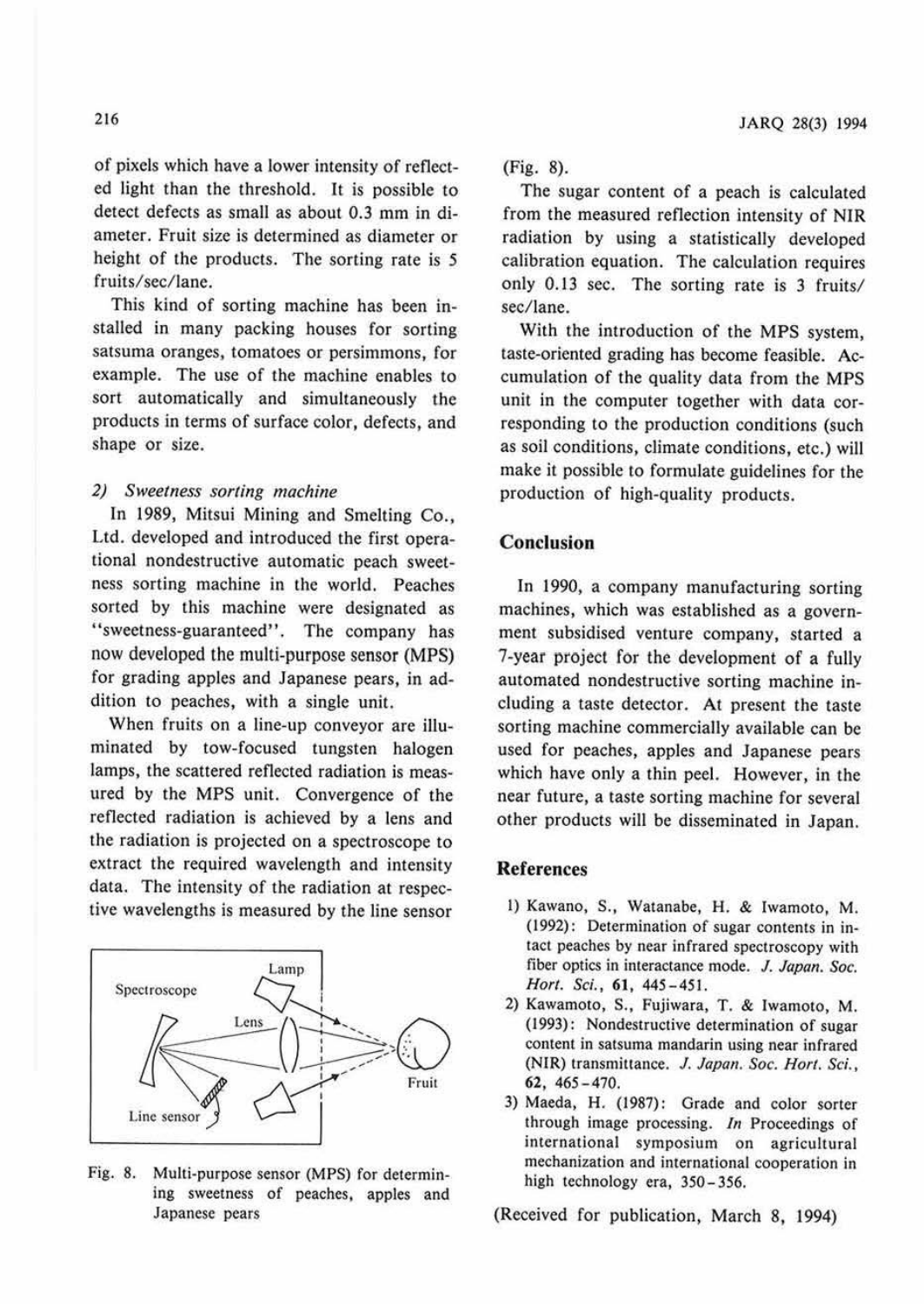of pixels which have a lower intensity of reflected light than the threshold. It is possible to detect defects as small as about 0.3 mm in diameter. Fruit size is determined as diameter or height of the products. The sorting rate is 5 fruits/sec/lane.

This kind of sorting machine has been installed in many packing houses for sorting satsuma oranges, tomatoes or persimmons, for example. The use of the machine enables to sort automatically and simultaneously the products in terms of surface color, defects, and shape or size.

*2) Sweetness sorting machine*

In 1989, Mitsui Mining and Smelting Co., Ltd. developed and introduced the first operational nondestructive automatic peach sweetness sorting machine in the world. Peaches sorted by this machine were designated as "sweetness-guaranteed". The company has now developed the multi-purpose sensor (MPS) for grading apples and Japanese pears, in addition to peaches, with a single unit.

When fruits on a line-up conveyor are illuminated by tow-focused tungsten halogen lamps, the scattered reflected radiation is measured by the MPS unit. Convergence of the reflected radiation is achieved by a lens and the radiation is projected on a spectroscope to extract the required wavelength and intensity data. The intensity of the radiation at respective wavelengths is measured by the line sensor (Fig. 8).

Spectroscope
Lamp
Lens
Fruit
Line sensor

Fig. 8. Multi-purpose sensor (MPS) for determining sweetness of peaches, apples and Japanese pears

The sugar content of a peach is calculated from the measured reflection intensity of NIR radiation by using a statistically developed calibration equation. The calculation requires only 0.13 sec. The sorting rate is 3 fruits/sec/lane.

With the introduction of the MPS system, taste-oriented grading has become feasible. Accumulation of the quality data from the MPS unit in the computer together with data corresponding to the production conditions (such as soil conditions, climate conditions, etc.) will make it possible to formulate guidelines for the production of high-quality products.

## Conclusion

In 1990, a company manufacturing sorting machines, which was established as a government subsidised venture company, started a 7-year project for the development of a fully automated nondestructive sorting machine including a taste detector. At present the taste sorting machine commercially available can be used for peaches, apples and Japanese pears which have only a thin peel. However, in the near future, a taste sorting machine for several other products will be disseminated in Japan.

## References

1) Kawano, S., Watanabe, H. & Iwamoto, M. (1992): Determination of sugar contents in intact peaches by near infrared spectroscopy with fiber optics in interactance mode. *J. Japan. Soc. Hort. Sci.*, **61**, 445–451.
2) Kawamoto, S., Fujiwara, T. & Iwamoto, M. (1993): Nondestructive determination of sugar content in satsuma mandarin using near infrared (NIR) transmittance. *J. Japan. Soc. Hort. Sci.*, **62**, 465–470.
3) Maeda, H. (1987): Grade and color sorter through image processing. *In* Proceedings of international symposium on agricultural mechanization and international cooperation in high technology era, 350–356.

(Received for publication, March 8, 1994)